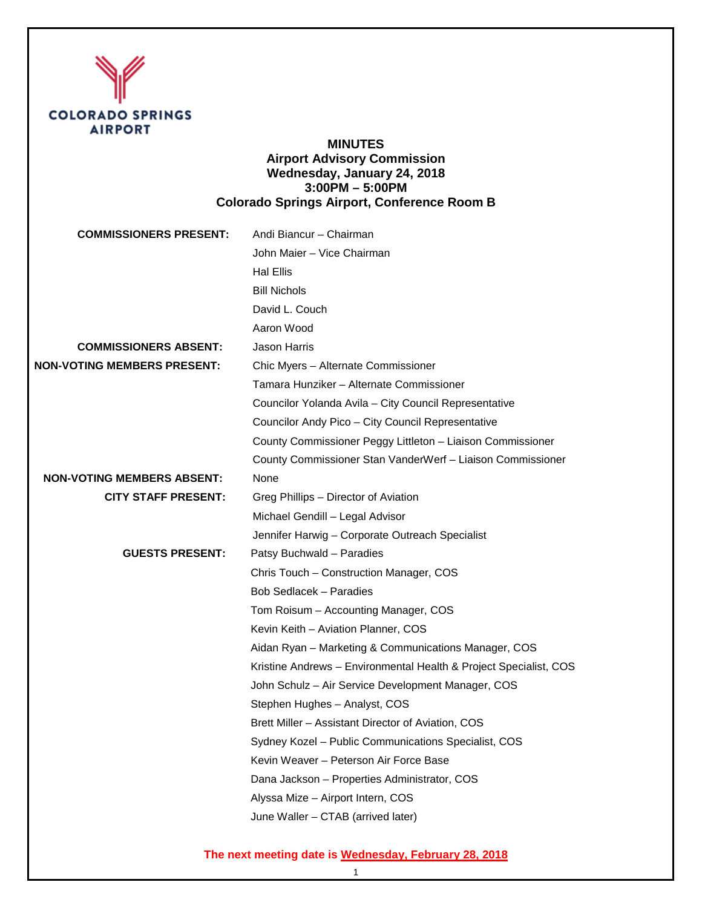COLORADO SPRINGS AIRPORT

# MINUTES
## Airport Advisory Commission
### Wednesday, January 24, 2018
### 3:00PM – 5:00PM
### Colorado Springs Airport, Conference Room B

| | |
|---|---|
| **COMMISSIONERS PRESENT:** | Andi Biancur – Chairman |
| | John Maier – Vice Chairman |
| | Hal Ellis |
| | Bill Nichols |
| | David L. Couch |
| | Aaron Wood |
| **COMMISSIONERS ABSENT:** | Jason Harris |
| **NON-VOTING MEMBERS PRESENT:** | Chic Myers – Alternate Commissioner |
| | Tamara Hunziker – Alternate Commissioner |
| | Councilor Yolanda Avila – City Council Representative |
| | Councilor Andy Pico – City Council Representative |
| | County Commissioner Peggy Littleton – Liaison Commissioner |
| | County Commissioner Stan VanderWerf – Liaison Commissioner |
| **NON-VOTING MEMBERS ABSENT:** | None |
| **CITY STAFF PRESENT:** | Greg Phillips – Director of Aviation |
| | Michael Gendill – Legal Advisor |
| | Jennifer Harwig – Corporate Outreach Specialist |
| **GUESTS PRESENT:** | Patsy Buchwald – Paradies |
| | Chris Touch – Construction Manager, COS |
| | Bob Sedlacek – Paradies |
| | Tom Roisum – Accounting Manager, COS |
| | Kevin Keith – Aviation Planner, COS |
| | Aidan Ryan – Marketing & Communications Manager, COS |
| | Kristine Andrews – Environmental Health & Project Specialist, COS |
| | John Schulz – Air Service Development Manager, COS |
| | Stephen Hughes – Analyst, COS |
| | Brett Miller – Assistant Director of Aviation, COS |
| | Sydney Kozel – Public Communications Specialist, COS |
| | Kevin Weaver – Peterson Air Force Base |
| | Dana Jackson – Properties Administrator, COS |
| | Alyssa Mize – Airport Intern, COS |
| | June Waller – CTAB (arrived later) |

**The next meeting date is Wednesday, February 28, 2018**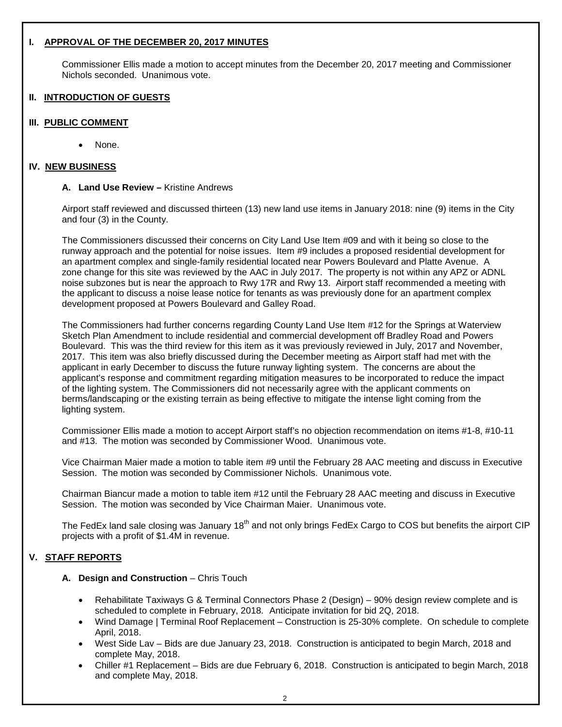## I. APPROVAL OF THE DECEMBER 20, 2017 MINUTES

Commissioner Ellis made a motion to accept minutes from the December 20, 2017 meeting and Commissioner Nichols seconded. Unanimous vote.

## II. INTRODUCTION OF GUESTS

## III. PUBLIC COMMENT

- None.

## IV. NEW BUSINESS

### A. Land Use Review – Kristine Andrews

Airport staff reviewed and discussed thirteen (13) new land use items in January 2018: nine (9) items in the City and four (3) in the County.

The Commissioners discussed their concerns on City Land Use Item #09 and with it being so close to the runway approach and the potential for noise issues. Item #9 includes a proposed residential development for an apartment complex and single-family residential located near Powers Boulevard and Platte Avenue. A zone change for this site was reviewed by the AAC in July 2017. The property is not within any APZ or ADNL noise subzones but is near the approach to Rwy 17R and Rwy 13. Airport staff recommended a meeting with the applicant to discuss a noise lease notice for tenants as was previously done for an apartment complex development proposed at Powers Boulevard and Galley Road.

The Commissioners had further concerns regarding County Land Use Item #12 for the Springs at Waterview Sketch Plan Amendment to include residential and commercial development off Bradley Road and Powers Boulevard. This was the third review for this item as it was previously reviewed in July, 2017 and November, 2017. This item was also briefly discussed during the December meeting as Airport staff had met with the applicant in early December to discuss the future runway lighting system. The concerns are about the applicant's response and commitment regarding mitigation measures to be incorporated to reduce the impact of the lighting system. The Commissioners did not necessarily agree with the applicant comments on berms/landscaping or the existing terrain as being effective to mitigate the intense light coming from the lighting system.

Commissioner Ellis made a motion to accept Airport staff's no objection recommendation on items #1-8, #10-11 and #13. The motion was seconded by Commissioner Wood. Unanimous vote.

Vice Chairman Maier made a motion to table item #9 until the February 28 AAC meeting and discuss in Executive Session. The motion was seconded by Commissioner Nichols. Unanimous vote.

Chairman Biancur made a motion to table item #12 until the February 28 AAC meeting and discuss in Executive Session. The motion was seconded by Vice Chairman Maier. Unanimous vote.

The FedEx land sale closing was January 18th and not only brings FedEx Cargo to COS but benefits the airport CIP projects with a profit of $1.4M in revenue.

## V. STAFF REPORTS

### A. Design and Construction – Chris Touch

- Rehabilitate Taxiways G & Terminal Connectors Phase 2 (Design) – 90% design review complete and is scheduled to complete in February, 2018. Anticipate invitation for bid 2Q, 2018.
- Wind Damage | Terminal Roof Replacement – Construction is 25-30% complete. On schedule to complete April, 2018.
- West Side Lav – Bids are due January 23, 2018. Construction is anticipated to begin March, 2018 and complete May, 2018.
- Chiller #1 Replacement – Bids are due February 6, 2018. Construction is anticipated to begin March, 2018 and complete May, 2018.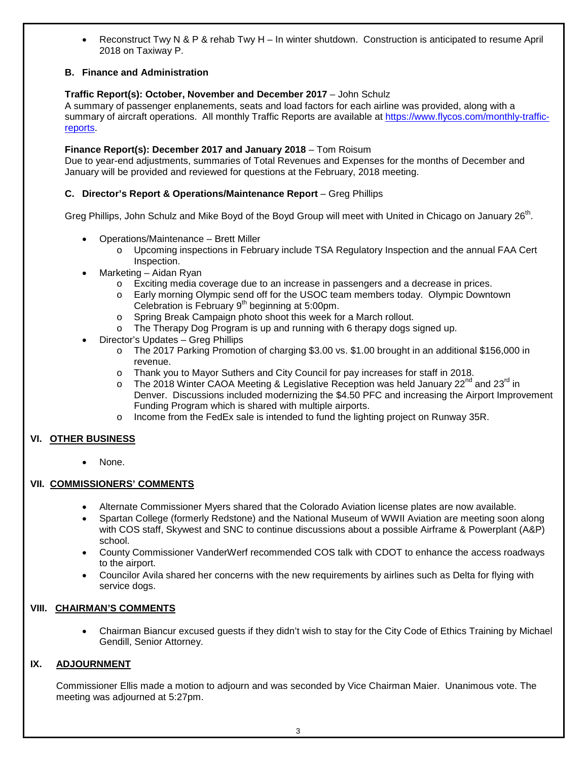- Reconstruct Twy N & P & rehab Twy H – In winter shutdown. Construction is anticipated to resume April 2018 on Taxiway P.

### B. Finance and Administration

**Traffic Report(s): October, November and December 2017** – John Schulz
A summary of passenger enplanements, seats and load factors for each airline was provided, along with a summary of aircraft operations. All monthly Traffic Reports are available at https://www.flycos.com/monthly-traffic-reports.

**Finance Report(s): December 2017 and January 2018** – Tom Roisum
Due to year-end adjustments, summaries of Total Revenues and Expenses for the months of December and January will be provided and reviewed for questions at the February, 2018 meeting.

### C. Director's Report & Operations/Maintenance Report – Greg Phillips

Greg Phillips, John Schulz and Mike Boyd of the Boyd Group will meet with United in Chicago on January 26th.

- Operations/Maintenance – Brett Miller
  - Upcoming inspections in February include TSA Regulatory Inspection and the annual FAA Cert Inspection.
- Marketing – Aidan Ryan
  - Exciting media coverage due to an increase in passengers and a decrease in prices.
  - Early morning Olympic send off for the USOC team members today. Olympic Downtown Celebration is February 9th beginning at 5:00pm.
  - Spring Break Campaign photo shoot this week for a March rollout.
  - The Therapy Dog Program is up and running with 6 therapy dogs signed up.
- Director's Updates – Greg Phillips
  - The 2017 Parking Promotion of charging $3.00 vs. $1.00 brought in an additional $156,000 in revenue.
  - Thank you to Mayor Suthers and City Council for pay increases for staff in 2018.
  - The 2018 Winter CAOA Meeting & Legislative Reception was held January 22nd and 23rd in Denver. Discussions included modernizing the $4.50 PFC and increasing the Airport Improvement Funding Program which is shared with multiple airports.
  - Income from the FedEx sale is intended to fund the lighting project on Runway 35R.

## VI. OTHER BUSINESS

- None.

## VII. COMMISSIONERS' COMMENTS

- Alternate Commissioner Myers shared that the Colorado Aviation license plates are now available.
- Spartan College (formerly Redstone) and the National Museum of WWII Aviation are meeting soon along with COS staff, Skywest and SNC to continue discussions about a possible Airframe & Powerplant (A&P) school.
- County Commissioner VanderWerf recommended COS talk with CDOT to enhance the access roadways to the airport.
- Councilor Avila shared her concerns with the new requirements by airlines such as Delta for flying with service dogs.

## VIII. CHAIRMAN'S COMMENTS

- Chairman Biancur excused guests if they didn't wish to stay for the City Code of Ethics Training by Michael Gendill, Senior Attorney.

## IX. ADJOURNMENT

Commissioner Ellis made a motion to adjourn and was seconded by Vice Chairman Maier. Unanimous vote. The meeting was adjourned at 5:27pm.